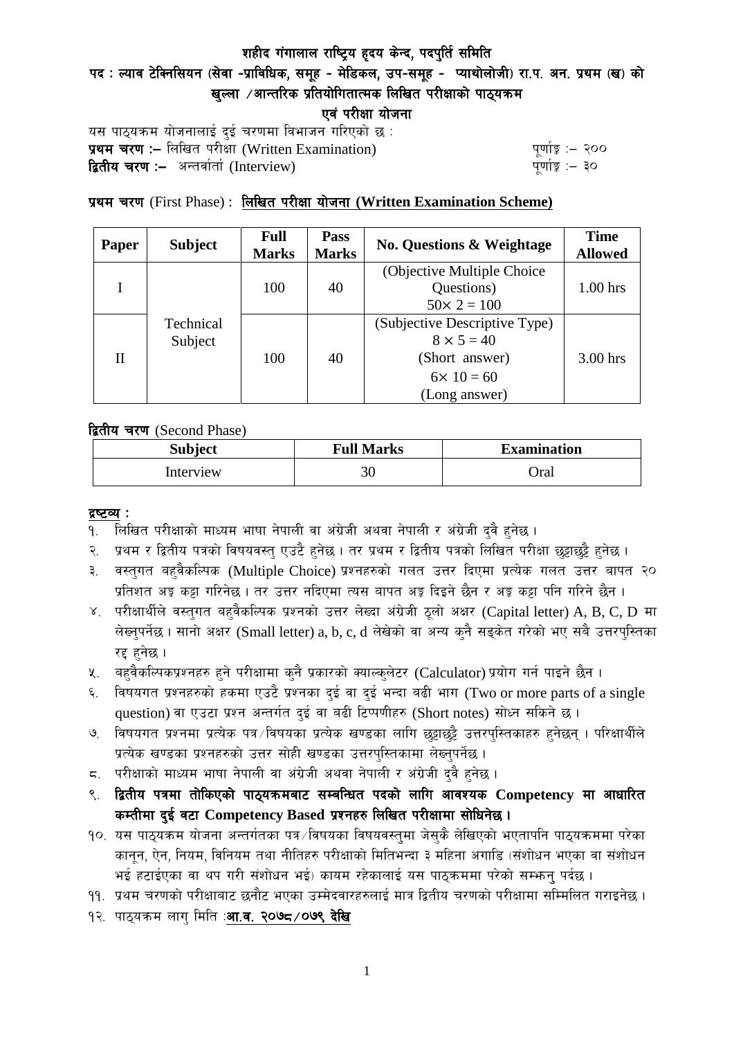# शहीद गंगालाल राष्ट्रिय हृदय केन्द, पदपुर्ति समिति

## पद : ल्याव टेक्निसियन (सेवा -प्राविधिक, समूह - मेडिकल, उप-समूह - प्याथोलोजी) रा.प. अन. प्रथम (ख) को खुल्ला /आन्तरिक प्रतियोगितात्मक लिखित परीक्षाको पाठ्यक्रम

### एवं परीक्षा योजना

यस पाठ्यक्रम योजनालाई दुई चरणमा विभाजन गरिएको छ :

**प्रथम चरण :–** लिखित परीक्षा (Written Examination) पूर्णाङ्क :– २००

**द्वितीय चरण :–** अन्तर्वार्ता (Interview) पूर्णाङ्क :– ३०

**प्रथम चरण** (First Phase) : **लिखित परीक्षा योजना (Written Examination Scheme)**

| Paper | Subject | Full Marks | Pass Marks | No. Questions & Weightage | Time Allowed |
|---|---|---|---|---|---|
| I | Technical Subject | 100 | 40 | (Objective Multiple Choice Questions) $50\times 2 = 100$ | 1.00 hrs |
| II | | 100 | 40 | (Subjective Descriptive Type) $8 \times 5 = 40$ (Short answer) $6\times 10 = 60$ (Long answer) | 3.00 hrs |

**द्वितीय चरण** (Second Phase)

| Subject | Full Marks | Examination |
|---|---|---|
| Interview | 30 | Oral |

**द्रष्टव्य :**

१. लिखित परीक्षाको माध्यम भाषा नेपाली वा अंग्रेजी अथवा नेपाली र अंग्रेजी दुवै हुनेछ ।

२. प्रथम र द्वितीय पत्रको विषयवस्तु एउटै हुनेछ । तर प्रथम र द्वितीय पत्रको लिखित परीक्षा छुट्टाछुट्टै हुनेछ ।

३. वस्तुगत बहुवैकल्पिक (Multiple Choice) प्रश्नहरुको गलत उत्तर दिएमा प्रत्येक गलत उत्तर बापत २० प्रतिशत अङ्क कट्टा गरिनेछ । तर उत्तर नदिएमा त्यस बापत अङ्क दिइने छैन र अङ्क कट्टा पनि गरिने छैन ।

४. परीक्षार्थीले वस्तुगत बहुवैकल्पिक प्रश्नको उत्तर लेख्दा अंग्रेजी ठूलो अक्षर (Capital letter) A, B, C, D मा लेख्नुपर्नेछ । सानो अक्षर (Small letter) a, b, c, d लेखेको वा अन्य कुनै सङ्केत गरेको भए सबै उत्तरपुस्तिका रद्द हुनेछ ।

५. बहुवैकल्पिकप्रश्नहरु हुने परीक्षामा कुनै प्रकारको क्याल्कुलेटर (Calculator) प्रयोग गर्न पाइने छैन ।

६. विषयगत प्रश्नहरुको हकमा एउटै प्रश्नका दुई वा दुई भन्दा बढी भाग (Two or more parts of a single question) वा एउटा प्रश्न अन्तर्गत दुई वा बढी टिप्पणीहरु (Short notes) सोध्न सकिने छ ।

७. विषयगत प्रश्नमा प्रत्येक पत्र/विषयका प्रत्येक खण्डका लागि छुट्टाछुट्टै उत्तरपुस्तिकाहरु हुनेछन् । परिक्षार्थीले प्रत्येक खण्डका प्रश्नहरुको उत्तर सोही खण्डका उत्तरपुस्तिकामा लेख्नुपर्नेछ ।

८. परीक्षाको माध्यम भाषा नेपाली वा अंग्रेजी अथवा नेपाली र अंग्रेजी दुवै हुनेछ ।

९. **द्वितीय पत्रमा तोकिएको पाठ्यक्रमबाट सम्बन्धित पदको लागि आवश्यक Competency मा आधारित कम्तीमा दुई वटा Competency Based प्रश्नहरु लिखित परीक्षामा सोधिनेछ ।**

१०. यस पाठ्यक्रम योजना अन्तर्गतका पत्र/विषयका विषयवस्तुमा जेसुकै लेखिएको भएतापनि पाठ्यक्रममा परेका कानून, ऐन, नियम, विनियम तथा नीतिहरु परीक्षाको मितिभन्दा ३ महिना अगाडि (संशोधन भएका वा संशोधन भई हटाईएका वा थप गरी संशोधन भई) कायम रहेकालाई यस पाठ्क्रममा परेको सम्झनु पर्दछ ।

११. प्रथम चरणको परीक्षाबाट छनौट भएका उम्मेदवारहरुलाई मात्र द्वितीय चरणको परीक्षामा सम्मिलित गराइनेछ ।

१२. पाठ्यक्रम लागु मिति :**आ.व. २०७८/०७९ देखि**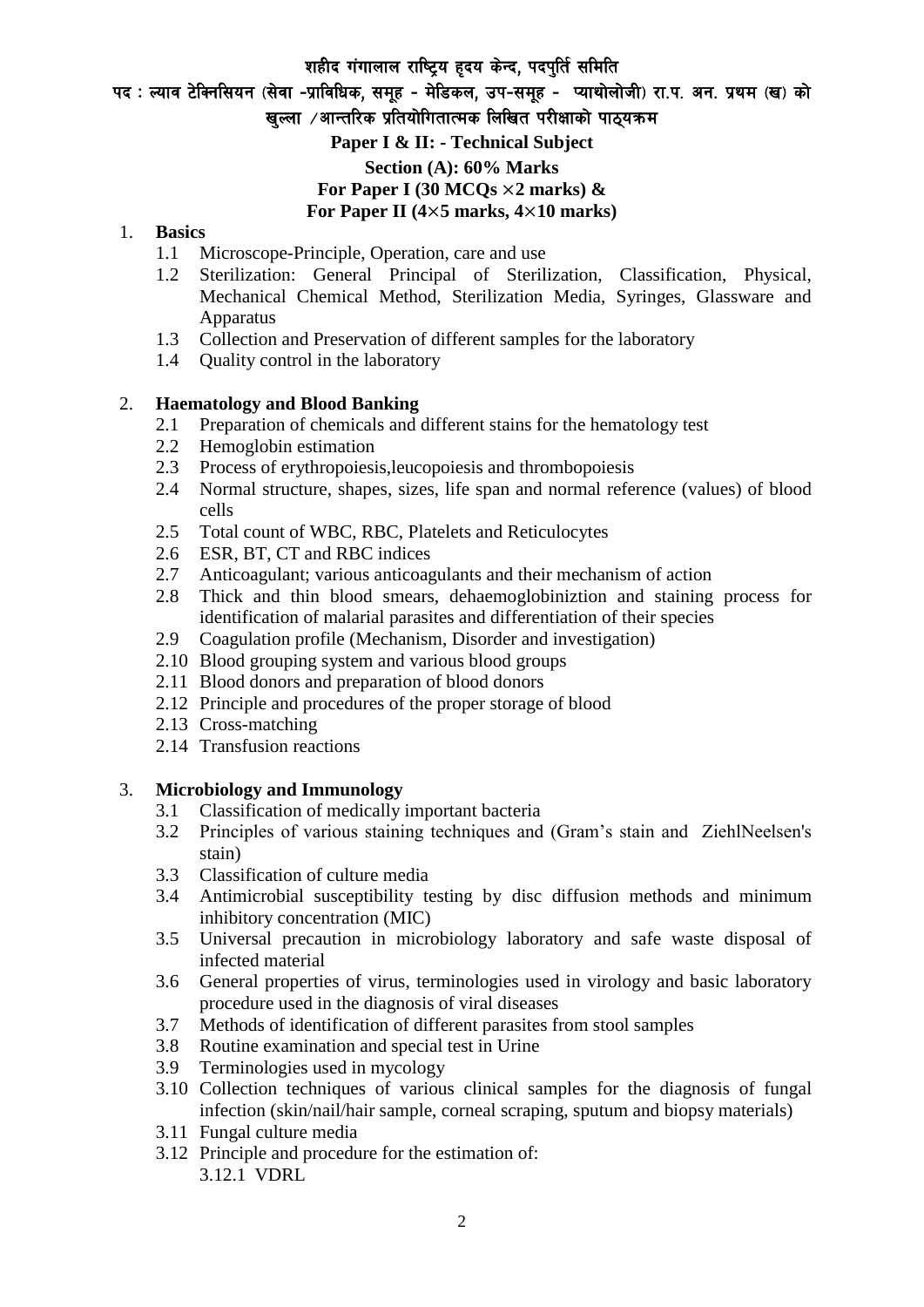# शहीद गंगालाल राष्ट्रिय हृदय केन्द, पदपुर्ति समिति

## पद : ल्याव टेक्निसियन (सेवा -प्राविधिक, समूह - मेडिकल, उप-समूह - प्याथोलोजी) रा.प. अन. प्रथम (ख) को खुल्ला /आन्तरिक प्रतियोगितात्मक लिखित परीक्षाको पाठ्यक्रम

**Paper I & II: - Technical Subject**

**Section (A): 60% Marks**

**For Paper I (30 MCQs ×2 marks) &**

**For Paper II (4×5 marks, 4×10 marks)**

1. **Basics**
   - 1.1 Microscope-Principle, Operation, care and use
   - 1.2 Sterilization: General Principal of Sterilization, Classification, Physical, Mechanical Chemical Method, Sterilization Media, Syringes, Glassware and Apparatus
   - 1.3 Collection and Preservation of different samples for the laboratory
   - 1.4 Quality control in the laboratory

2. **Haematology and Blood Banking**
   - 2.1 Preparation of chemicals and different stains for the hematology test
   - 2.2 Hemoglobin estimation
   - 2.3 Process of erythropoiesis,leucopoiesis and thrombopoiesis
   - 2.4 Normal structure, shapes, sizes, life span and normal reference (values) of blood cells
   - 2.5 Total count of WBC, RBC, Platelets and Reticulocytes
   - 2.6 ESR, BT, CT and RBC indices
   - 2.7 Anticoagulant; various anticoagulants and their mechanism of action
   - 2.8 Thick and thin blood smears, dehaemoglobiniztion and staining process for identification of malarial parasites and differentiation of their species
   - 2.9 Coagulation profile (Mechanism, Disorder and investigation)
   - 2.10 Blood grouping system and various blood groups
   - 2.11 Blood donors and preparation of blood donors
   - 2.12 Principle and procedures of the proper storage of blood
   - 2.13 Cross-matching
   - 2.14 Transfusion reactions

3. **Microbiology and Immunology**
   - 3.1 Classification of medically important bacteria
   - 3.2 Principles of various staining techniques and (Gram's stain and ZiehlNeelsen's stain)
   - 3.3 Classification of culture media
   - 3.4 Antimicrobial susceptibility testing by disc diffusion methods and minimum inhibitory concentration (MIC)
   - 3.5 Universal precaution in microbiology laboratory and safe waste disposal of infected material
   - 3.6 General properties of virus, terminologies used in virology and basic laboratory procedure used in the diagnosis of viral diseases
   - 3.7 Methods of identification of different parasites from stool samples
   - 3.8 Routine examination and special test in Urine
   - 3.9 Terminologies used in mycology
   - 3.10 Collection techniques of various clinical samples for the diagnosis of fungal infection (skin/nail/hair sample, corneal scraping, sputum and biopsy materials)
   - 3.11 Fungal culture media
   - 3.12 Principle and procedure for the estimation of:
     - 3.12.1 VDRL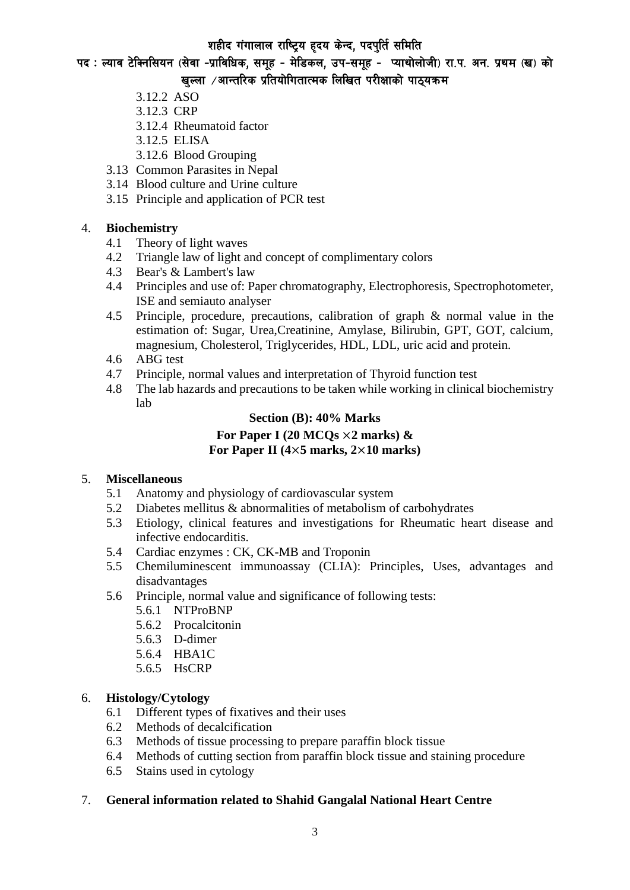3.12.2 ASO
3.12.3 CRP
3.12.4 Rheumatoid factor
3.12.5 ELISA
3.12.6 Blood Grouping

3.13 Common Parasites in Nepal
3.14 Blood culture and Urine culture
3.15 Principle and application of PCR test

4. **Biochemistry**
   - 4.1 Theory of light waves
   - 4.2 Triangle law of light and concept of complimentary colors
   - 4.3 Bear's & Lambert's law
   - 4.4 Principles and use of: Paper chromatography, Electrophoresis, Spectrophotometer, ISE and semiauto analyser
   - 4.5 Principle, procedure, precautions, calibration of graph & normal value in the estimation of: Sugar, Urea,Creatinine, Amylase, Bilirubin, GPT, GOT, calcium, magnesium, Cholesterol, Triglycerides, HDL, LDL, uric acid and protein.
   - 4.6 ABG test
   - 4.7 Principle, normal values and interpretation of Thyroid function test
   - 4.8 The lab hazards and precautions to be taken while working in clinical biochemistry lab

**Section (B): 40% Marks**

**For Paper I (20 MCQs $\times$2 marks) &**

**For Paper II (4$\times$5 marks, 2$\times$10 marks)**

5. **Miscellaneous**
   - 5.1 Anatomy and physiology of cardiovascular system
   - 5.2 Diabetes mellitus & abnormalities of metabolism of carbohydrates
   - 5.3 Etiology, clinical features and investigations for Rheumatic heart disease and infective endocarditis.
   - 5.4 Cardiac enzymes : CK, CK-MB and Troponin
   - 5.5 Chemiluminescent immunoassay (CLIA): Principles, Uses, advantages and disadvantages
   - 5.6 Principle, normal value and significance of following tests:
     - 5.6.1 NTProBNP
     - 5.6.2 Procalcitonin
     - 5.6.3 D-dimer
     - 5.6.4 HBA1C
     - 5.6.5 HsCRP

6. **Histology/Cytology**
   - 6.1 Different types of fixatives and their uses
   - 6.2 Methods of decalcification
   - 6.3 Methods of tissue processing to prepare paraffin block tissue
   - 6.4 Methods of cutting section from paraffin block tissue and staining procedure
   - 6.5 Stains used in cytology

7. **General information related to Shahid Gangalal National Heart Centre**